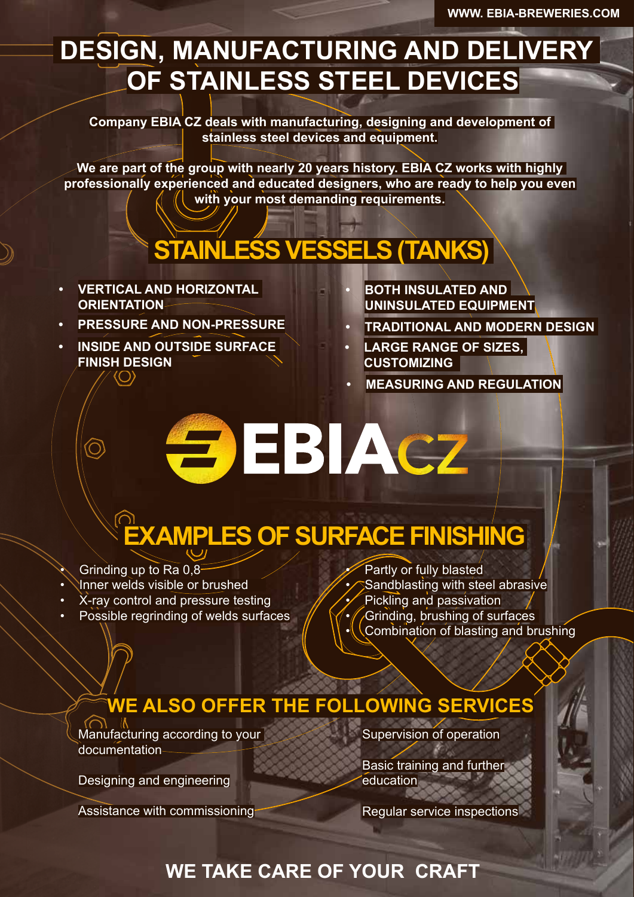WWW. EBIA-BREWERIES.COM

# DESIGN, MANUFACTURING AND DELIVERY OF STAINLESS STEEL DEVICES

**Company EBIA CZ deals with manufacturing, designing and development of stainless steel devices and equipment.**

**We are part of the group with nearly 20 years history. EBIA CZ works with highly professionally experienced and educated designers, who are ready to help you even with your most demanding requirements.**

## STAINLESS VESSELS (TANKS)

- **VERTICAL AND HORIZONTAL ORIENTATION**
- **PRESSURE AND NON-PRESSURE**
- **INSIDE AND OUTSIDE SURFACE FINISH DESIGN**
- **BOTH INSULATED AND UNINSULATED EQUIPMENT**
- **TRADITIONAL AND MODERN DESIGN**
- **LARGE RANGE OF SIZES, CUSTOMIZING**
- **MEASURING AND REGULATION**

EBIACZ

## EXAMPLES OF SURFACE FINISHING

- Grinding up to Ra 0,8
- Inner welds visible or brushed
- X-ray control and pressure testing
- Possible regrinding of welds surfaces
- Partly or fully blasted
- Sandblasting with steel abrasive
- Pickling and passivation
- Grinding, brushing of surfaces
- Combination of blasting and brushing

## WE ALSO OFFER THE FOLLOWING SERVICES

Manufacturing according to your documentation

Designing and engineering

Assistance with commissioning

Supervision of operation

Basic training and further education

Regular service inspections

## WE TAKE CARE OF YOUR CRAFT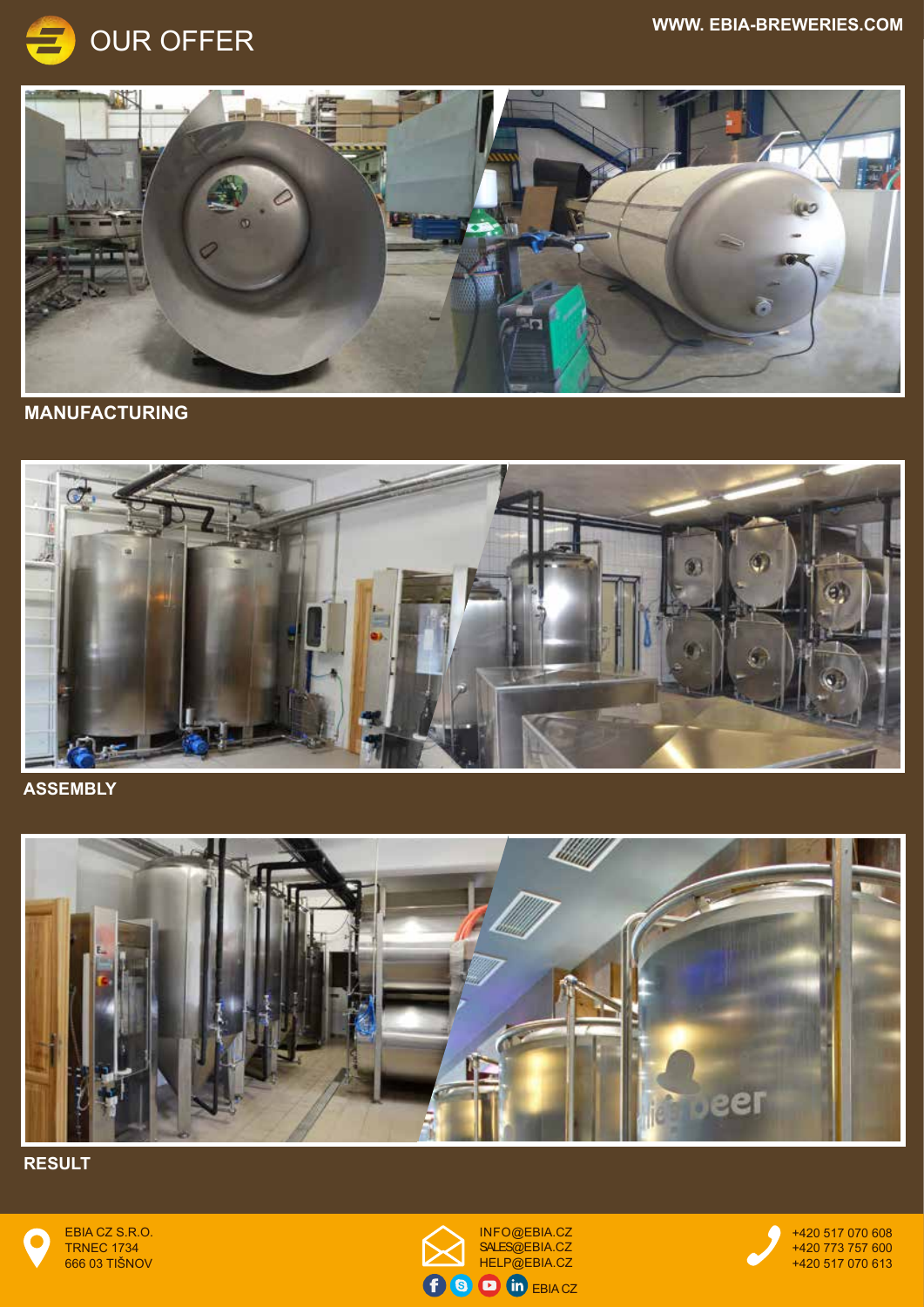# OUR OFFER

WWW. EBIA-BREWERIES.COM

## MANUFACTURING

## ASSEMBLY

## RESULT

EBIA CZ S.R.O.
TRNEC 1734
666 03 TIŠNOV

INFO@EBIA.CZ
SALES@EBIA.CZ
HELP@EBIA.CZ

EBIA CZ

+420 517 070 608
+420 773 757 600
+420 517 070 613